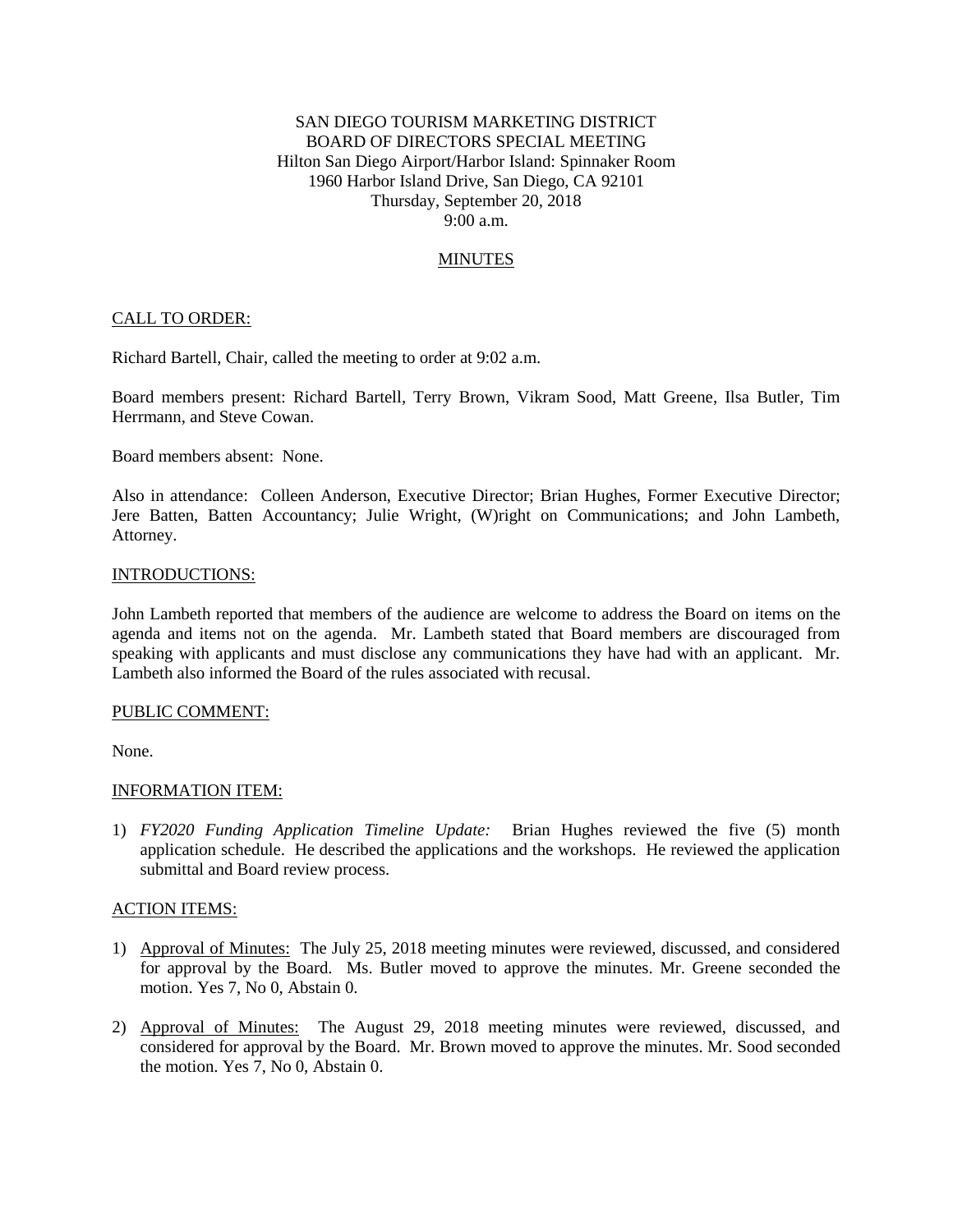SAN DIEGO TOURISM MARKETING DISTRICT
BOARD OF DIRECTORS SPECIAL MEETING
Hilton San Diego Airport/Harbor Island: Spinnaker Room
1960 Harbor Island Drive, San Diego, CA 92101
Thursday, September 20, 2018
9:00 a.m.

MINUTES

CALL TO ORDER:

Richard Bartell, Chair, called the meeting to order at 9:02 a.m.

Board members present: Richard Bartell, Terry Brown, Vikram Sood, Matt Greene, Ilsa Butler, Tim Herrmann, and Steve Cowan.

Board members absent: None.

Also in attendance: Colleen Anderson, Executive Director; Brian Hughes, Former Executive Director; Jere Batten, Batten Accountancy; Julie Wright, (W)right on Communications; and John Lambeth, Attorney.

INTRODUCTIONS:

John Lambeth reported that members of the audience are welcome to address the Board on items on the agenda and items not on the agenda. Mr. Lambeth stated that Board members are discouraged from speaking with applicants and must disclose any communications they have had with an applicant. Mr. Lambeth also informed the Board of the rules associated with recusal.

PUBLIC COMMENT:

None.

INFORMATION ITEM:

1) *FY2020 Funding Application Timeline Update:* Brian Hughes reviewed the five (5) month application schedule. He described the applications and the workshops. He reviewed the application submittal and Board review process.

ACTION ITEMS:

1) Approval of Minutes: The July 25, 2018 meeting minutes were reviewed, discussed, and considered for approval by the Board. Ms. Butler moved to approve the minutes. Mr. Greene seconded the motion. Yes 7, No 0, Abstain 0.

2) Approval of Minutes: The August 29, 2018 meeting minutes were reviewed, discussed, and considered for approval by the Board. Mr. Brown moved to approve the minutes. Mr. Sood seconded the motion. Yes 7, No 0, Abstain 0.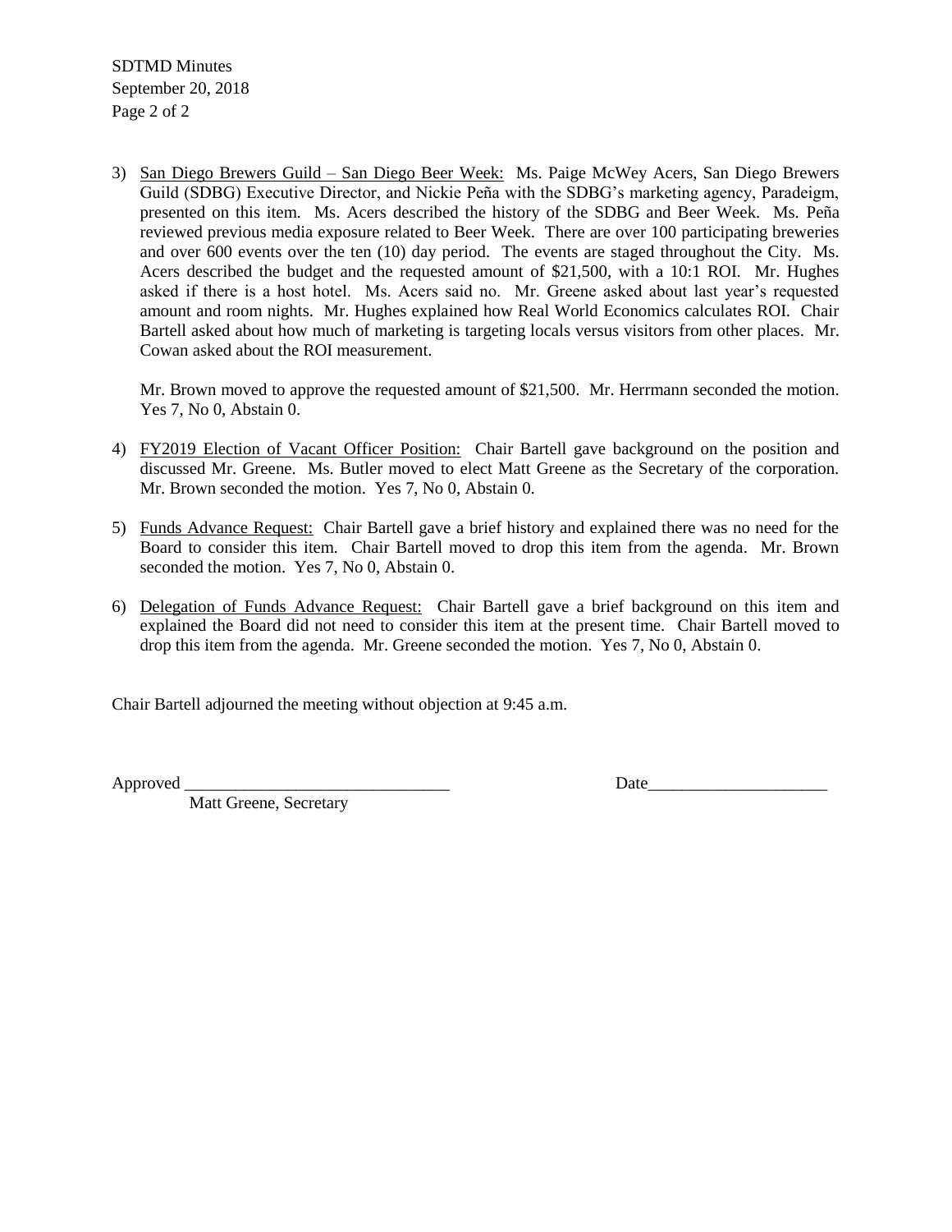3) <u>San Diego Brewers Guild – San Diego Beer Week:</u> Ms. Paige McWey Acers, San Diego Brewers Guild (SDBG) Executive Director, and Nickie Peña with the SDBG's marketing agency, Paradeigm, presented on this item. Ms. Acers described the history of the SDBG and Beer Week. Ms. Peña reviewed previous media exposure related to Beer Week. There are over 100 participating breweries and over 600 events over the ten (10) day period. The events are staged throughout the City. Ms. Acers described the budget and the requested amount of $21,500, with a 10:1 ROI. Mr. Hughes asked if there is a host hotel. Ms. Acers said no. Mr. Greene asked about last year's requested amount and room nights. Mr. Hughes explained how Real World Economics calculates ROI. Chair Bartell asked about how much of marketing is targeting locals versus visitors from other places. Mr. Cowan asked about the ROI measurement.

   Mr. Brown moved to approve the requested amount of $21,500. Mr. Herrmann seconded the motion. Yes 7, No 0, Abstain 0.

4) <u>FY2019 Election of Vacant Officer Position:</u> Chair Bartell gave background on the position and discussed Mr. Greene. Ms. Butler moved to elect Matt Greene as the Secretary of the corporation. Mr. Brown seconded the motion. Yes 7, No 0, Abstain 0.

5) <u>Funds Advance Request:</u> Chair Bartell gave a brief history and explained there was no need for the Board to consider this item. Chair Bartell moved to drop this item from the agenda. Mr. Brown seconded the motion. Yes 7, No 0, Abstain 0.

6) <u>Delegation of Funds Advance Request:</u> Chair Bartell gave a brief background on this item and explained the Board did not need to consider this item at the present time. Chair Bartell moved to drop this item from the agenda. Mr. Greene seconded the motion. Yes 7, No 0, Abstain 0.

Chair Bartell adjourned the meeting without objection at 9:45 a.m.

Approved ______________________________ Date____________________

Matt Greene, Secretary